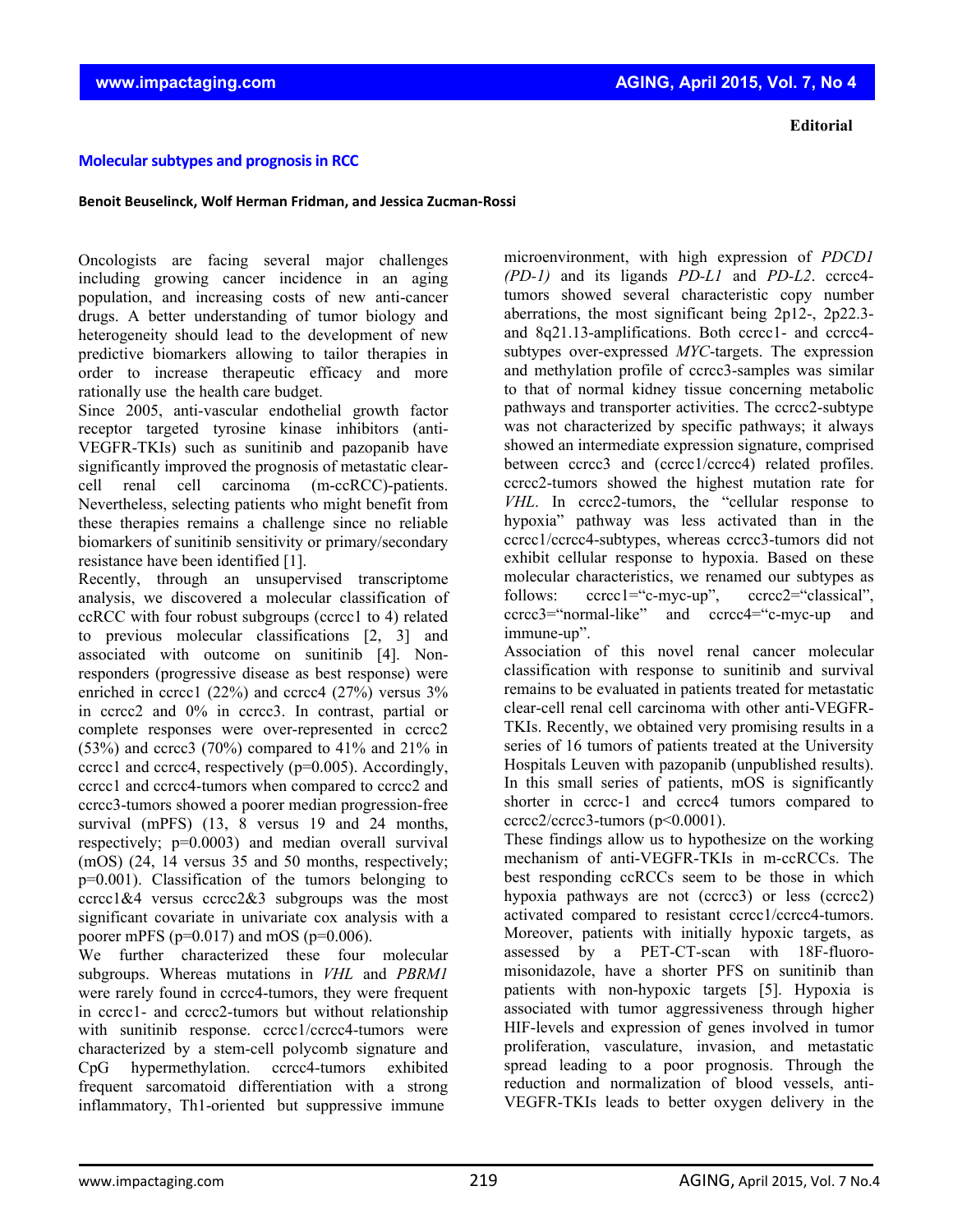**Editorial**

# Molecular subtypes and prognosis in RCC

**Benoit Beuselinck, Wolf Herman Fridman, and Jessica Zucman-Rossi**

Oncologists are facing several major challenges including growing cancer incidence in an aging population, and increasing costs of new anti-cancer drugs. A better understanding of tumor biology and heterogeneity should lead to the development of new predictive biomarkers allowing to tailor therapies in order to increase therapeutic efficacy and more rationally use the health care budget.

Since 2005, anti-vascular endothelial growth factor receptor targeted tyrosine kinase inhibitors (anti-VEGFR-TKIs) such as sunitinib and pazopanib have significantly improved the prognosis of metastatic clear-cell renal cell carcinoma (m-ccRCC)-patients. Nevertheless, selecting patients who might benefit from these therapies remains a challenge since no reliable biomarkers of sunitinib sensitivity or primary/secondary resistance have been identified [1].

Recently, through an unsupervised transcriptome analysis, we discovered a molecular classification of ccRCC with four robust subgroups (ccrcc1 to 4) related to previous molecular classifications [2, 3] and associated with outcome on sunitinib [4]. Non-responders (progressive disease as best response) were enriched in ccrcc1 (22%) and ccrcc4 (27%) versus 3% in ccrcc2 and 0% in ccrcc3. In contrast, partial or complete responses were over-represented in ccrcc2 (53%) and ccrcc3 (70%) compared to 41% and 21% in ccrcc1 and ccrcc4, respectively (p=0.005). Accordingly, ccrcc1 and ccrcc4-tumors when compared to ccrcc2 and ccrcc3-tumors showed a poorer median progression-free survival (mPFS) (13, 8 versus 19 and 24 months, respectively; p=0.0003) and median overall survival (mOS) (24, 14 versus 35 and 50 months, respectively; p=0.001). Classification of the tumors belonging to ccrcc1&4 versus ccrcc2&3 subgroups was the most significant covariate in univariate cox analysis with a poorer mPFS (p=0.017) and mOS (p=0.006).

We further characterized these four molecular subgroups. Whereas mutations in *VHL* and *PBRM1* were rarely found in ccrcc4-tumors, they were frequent in ccrcc1- and ccrcc2-tumors but without relationship with sunitinib response. ccrcc1/ccrcc4-tumors were characterized by a stem-cell polycomb signature and CpG hypermethylation. ccrcc4-tumors exhibited frequent sarcomatoid differentiation with a strong inflammatory, Th1-oriented but suppressive immune microenvironment, with high expression of *PDCD1 (PD-1)* and its ligands *PD-L1* and *PD-L2*. ccrcc4-tumors showed several characteristic copy number aberrations, the most significant being 2p12-, 2p22.3- and 8q21.13-amplifications. Both ccrcc1- and ccrcc4-subtypes over-expressed *MYC*-targets. The expression and methylation profile of ccrcc3-samples was similar to that of normal kidney tissue concerning metabolic pathways and transporter activities. The ccrcc2-subtype was not characterized by specific pathways; it always showed an intermediate expression signature, comprised between ccrcc3 and (ccrcc1/ccrcc4) related profiles. ccrcc2-tumors showed the highest mutation rate for *VHL*. In ccrcc2-tumors, the "cellular response to hypoxia" pathway was less activated than in the ccrcc1/ccrcc4-subtypes, whereas ccrcc3-tumors did not exhibit cellular response to hypoxia. Based on these molecular characteristics, we renamed our subtypes as follows: ccrcc1="c-myc-up", ccrcc2="classical", ccrcc3="normal-like" and ccrcc4="c-myc-up and immune-up".

Association of this novel renal cancer molecular classification with response to sunitinib and survival remains to be evaluated in patients treated for metastatic clear-cell renal cell carcinoma with other anti-VEGFR-TKIs. Recently, we obtained very promising results in a series of 16 tumors of patients treated at the University Hospitals Leuven with pazopanib (unpublished results). In this small series of patients, mOS is significantly shorter in ccrcc-1 and ccrcc4 tumors compared to ccrcc2/ccrcc3-tumors (p<0.0001).

These findings allow us to hypothesize on the working mechanism of anti-VEGFR-TKIs in m-ccRCCs. The best responding ccRCCs seem to be those in which hypoxia pathways are not (ccrcc3) or less (ccrcc2) activated compared to resistant ccrcc1/ccrcc4-tumors. Moreover, patients with initially hypoxic targets, as assessed by a PET-CT-scan with 18F-fluoro-misonidazole, have a shorter PFS on sunitinib than patients with non-hypoxic targets [5]. Hypoxia is associated with tumor aggressiveness through higher HIF-levels and expression of genes involved in tumor proliferation, vasculature, invasion, and metastatic spread leading to a poor prognosis. Through the reduction and normalization of blood vessels, anti-VEGFR-TKIs leads to better oxygen delivery in the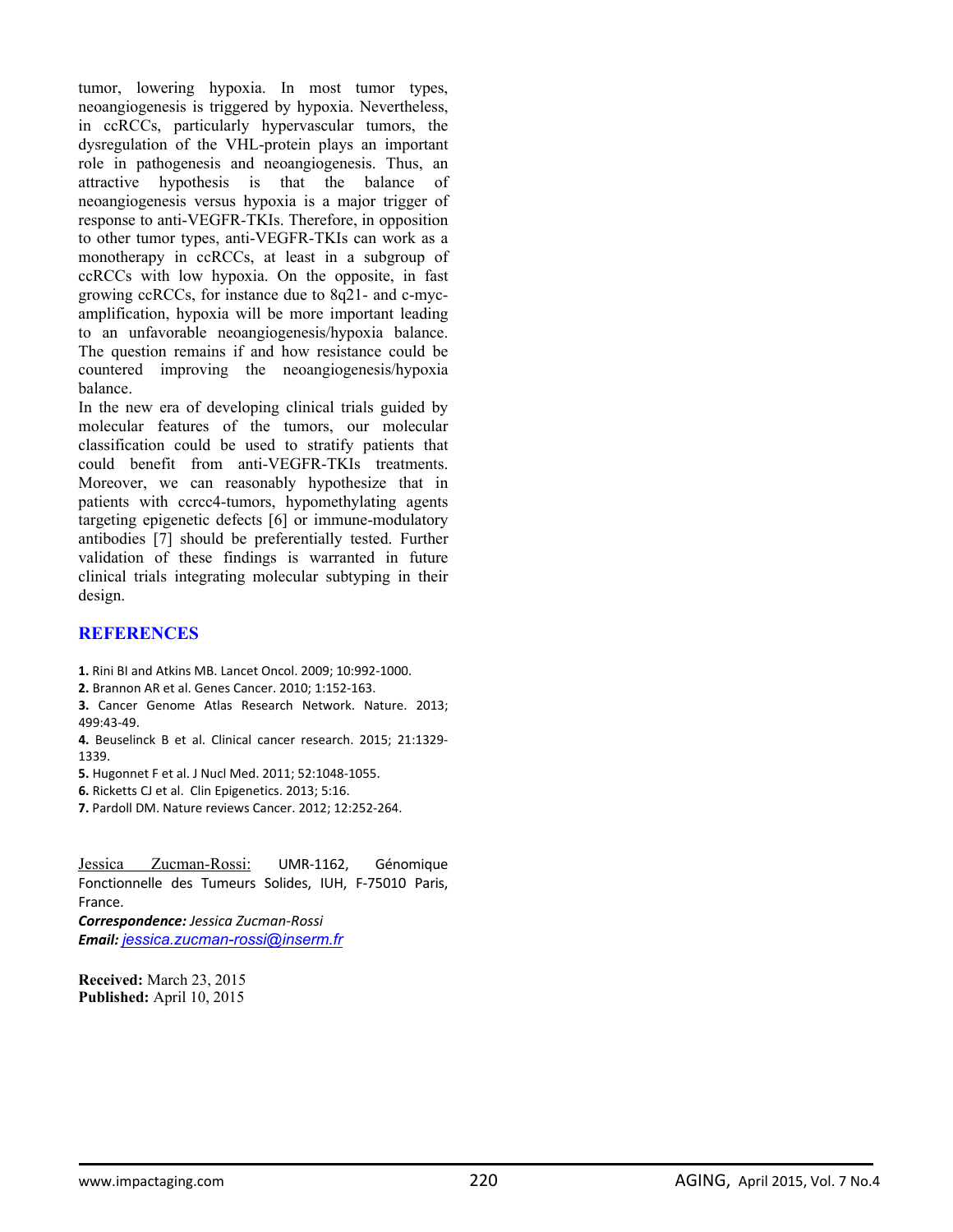tumor, lowering hypoxia. In most tumor types, neoangiogenesis is triggered by hypoxia. Nevertheless, in ccRCCs, particularly hypervascular tumors, the dysregulation of the VHL-protein plays an important role in pathogenesis and neoangiogenesis. Thus, an attractive hypothesis is that the balance of neoangiogenesis versus hypoxia is a major trigger of response to anti-VEGFR-TKIs. Therefore, in opposition to other tumor types, anti-VEGFR-TKIs can work as a monotherapy in ccRCCs, at least in a subgroup of ccRCCs with low hypoxia. On the opposite, in fast growing ccRCCs, for instance due to 8q21- and c-myc-amplification, hypoxia will be more important leading to an unfavorable neoangiogenesis/hypoxia balance. The question remains if and how resistance could be countered improving the neoangiogenesis/hypoxia balance.

In the new era of developing clinical trials guided by molecular features of the tumors, our molecular classification could be used to stratify patients that could benefit from anti-VEGFR-TKIs treatments. Moreover, we can reasonably hypothesize that in patients with ccrcc4-tumors, hypomethylating agents targeting epigenetic defects [6] or immune-modulatory antibodies [7] should be preferentially tested. Further validation of these findings is warranted in future clinical trials integrating molecular subtyping in their design.

## REFERENCES

**1.** Rini BI and Atkins MB. Lancet Oncol. 2009; 10:992-1000.

**2.** Brannon AR et al. Genes Cancer. 2010; 1:152-163.

**3.** Cancer Genome Atlas Research Network. Nature. 2013; 499:43-49.

**4.** Beuselinck B et al. Clinical cancer research. 2015; 21:1329-1339.

**5.** Hugonnet F et al. J Nucl Med. 2011; 52:1048-1055.

**6.** Ricketts CJ et al. Clin Epigenetics. 2013; 5:16.

**7.** Pardoll DM. Nature reviews Cancer. 2012; 12:252-264.

Jessica Zucman-Rossi: UMR-1162, Génomique Fonctionnelle des Tumeurs Solides, IUH, F-75010 Paris, France.

***Correspondence:*** *Jessica Zucman-Rossi*

***Email:*** *jessica.zucman-rossi@inserm.fr*

**Received:** March 23, 2015
**Published:** April 10, 2015